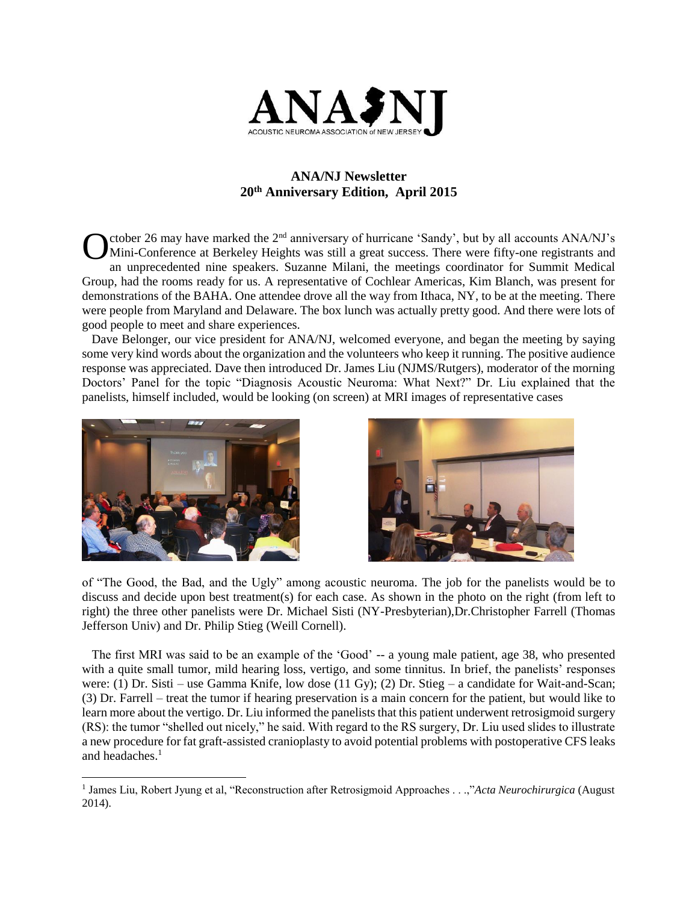ANA/NJ

ACOUSTIC NEUROMA ASSOCIATION of NEW JERSEY

## ANA/NJ Newsletter
## 20th Anniversary Edition, April 2015

October 26 may have marked the 2nd anniversary of hurricane 'Sandy', but by all accounts ANA/NJ's Mini-Conference at Berkeley Heights was still a great success. There were fifty-one registrants and an unprecedented nine speakers. Suzanne Milani, the meetings coordinator for Summit Medical Group, had the rooms ready for us. A representative of Cochlear Americas, Kim Blanch, was present for demonstrations of the BAHA. One attendee drove all the way from Ithaca, NY, to be at the meeting. There were people from Maryland and Delaware. The box lunch was actually pretty good. And there were lots of good people to meet and share experiences.

Dave Belonger, our vice president for ANA/NJ, welcomed everyone, and began the meeting by saying some very kind words about the organization and the volunteers who keep it running. The positive audience response was appreciated. Dave then introduced Dr. James Liu (NJMS/Rutgers), moderator of the morning Doctors' Panel for the topic "Diagnosis Acoustic Neuroma: What Next?" Dr. Liu explained that the panelists, himself included, would be looking (on screen) at MRI images of representative cases of "The Good, the Bad, and the Ugly" among acoustic neuroma. The job for the panelists would be to discuss and decide upon best treatment(s) for each case. As shown in the photo on the right (from left to right) the three other panelists were Dr. Michael Sisti (NY-Presbyterian),Dr.Christopher Farrell (Thomas Jefferson Univ) and Dr. Philip Stieg (Weill Cornell).

The first MRI was said to be an example of the 'Good' -- a young male patient, age 38, who presented with a quite small tumor, mild hearing loss, vertigo, and some tinnitus. In brief, the panelists' responses were: (1) Dr. Sisti – use Gamma Knife, low dose (11 Gy); (2) Dr. Stieg – a candidate for Wait-and-Scan; (3) Dr. Farrell – treat the tumor if hearing preservation is a main concern for the patient, but would like to learn more about the vertigo. Dr. Liu informed the panelists that this patient underwent retrosigmoid surgery (RS): the tumor "shelled out nicely," he said. With regard to the RS surgery, Dr. Liu used slides to illustrate a new procedure for fat graft-assisted cranioplasty to avoid potential problems with postoperative CFS leaks and headaches.[1]

---

[1] James Liu, Robert Jyung et al, "Reconstruction after Retrosigmoid Approaches . . .," *Acta Neurochirurgica* (August 2014).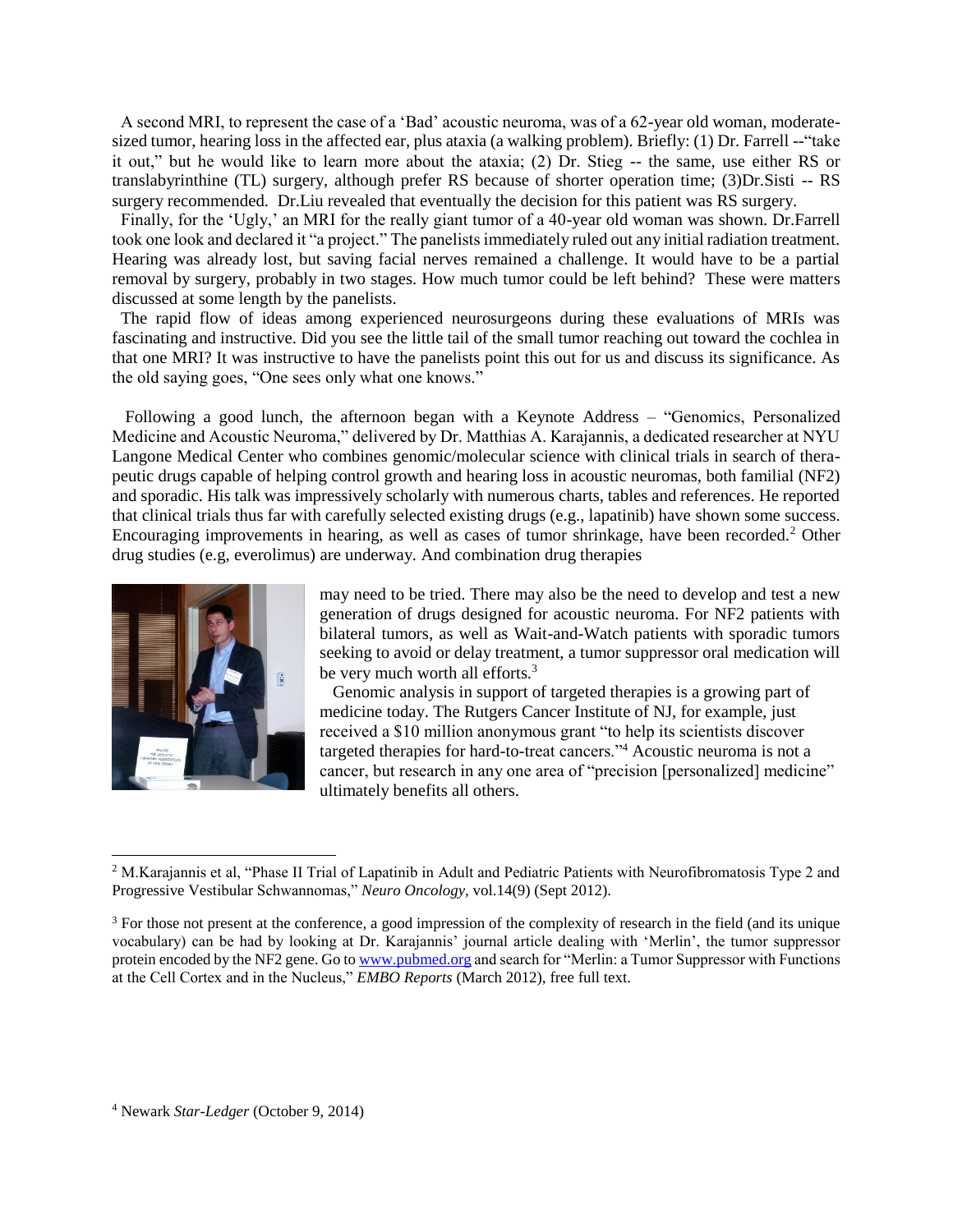A second MRI, to represent the case of a 'Bad' acoustic neuroma, was of a 62-year old woman, moderate-sized tumor, hearing loss in the affected ear, plus ataxia (a walking problem). Briefly: (1) Dr. Farrell --"take it out," but he would like to learn more about the ataxia; (2) Dr. Stieg -- the same, use either RS or translabyrinthine (TL) surgery, although prefer RS because of shorter operation time; (3)Dr.Sisti -- RS surgery recommended. Dr.Liu revealed that eventually the decision for this patient was RS surgery.

Finally, for the 'Ugly,' an MRI for the really giant tumor of a 40-year old woman was shown. Dr.Farrell took one look and declared it "a project." The panelists immediately ruled out any initial radiation treatment. Hearing was already lost, but saving facial nerves remained a challenge. It would have to be a partial removal by surgery, probably in two stages. How much tumor could be left behind? These were matters discussed at some length by the panelists.

The rapid flow of ideas among experienced neurosurgeons during these evaluations of MRIs was fascinating and instructive. Did you see the little tail of the small tumor reaching out toward the cochlea in that one MRI? It was instructive to have the panelists point this out for us and discuss its significance. As the old saying goes, "One sees only what one knows."

Following a good lunch, the afternoon began with a Keynote Address – "Genomics, Personalized Medicine and Acoustic Neuroma," delivered by Dr. Matthias A. Karajannis, a dedicated researcher at NYU Langone Medical Center who combines genomic/molecular science with clinical trials in search of therapeutic drugs capable of helping control growth and hearing loss in acoustic neuromas, both familial (NF2) and sporadic. His talk was impressively scholarly with numerous charts, tables and references. He reported that clinical trials thus far with carefully selected existing drugs (e.g., lapatinib) have shown some success. Encouraging improvements in hearing, as well as cases of tumor shrinkage, have been recorded.[2] Other drug studies (e.g, everolimus) are underway. And combination drug therapies may need to be tried. There may also be the need to develop and test a new generation of drugs designed for acoustic neuroma. For NF2 patients with bilateral tumors, as well as Wait-and-Watch patients with sporadic tumors seeking to avoid or delay treatment, a tumor suppressor oral medication will be very much worth all efforts.[3]

Genomic analysis in support of targeted therapies is a growing part of medicine today. The Rutgers Cancer Institute of NJ, for example, just received a $10 million anonymous grant "to help its scientists discover targeted therapies for hard-to-treat cancers."[4] Acoustic neuroma is not a cancer, but research in any one area of "precision [personalized] medicine" ultimately benefits all others.

---

[2] M.Karajannis et al, "Phase II Trial of Lapatinib in Adult and Pediatric Patients with Neurofibromatosis Type 2 and Progressive Vestibular Schwannomas," *Neuro Oncology*, vol.14(9) (Sept 2012).

[3] For those not present at the conference, a good impression of the complexity of research in the field (and its unique vocabulary) can be had by looking at Dr. Karajannis' journal article dealing with 'Merlin', the tumor suppressor protein encoded by the NF2 gene. Go to www.pubmed.org and search for "Merlin: a Tumor Suppressor with Functions at the Cell Cortex and in the Nucleus," *EMBO Reports* (March 2012), free full text.

[4] Newark *Star-Ledger* (October 9, 2014)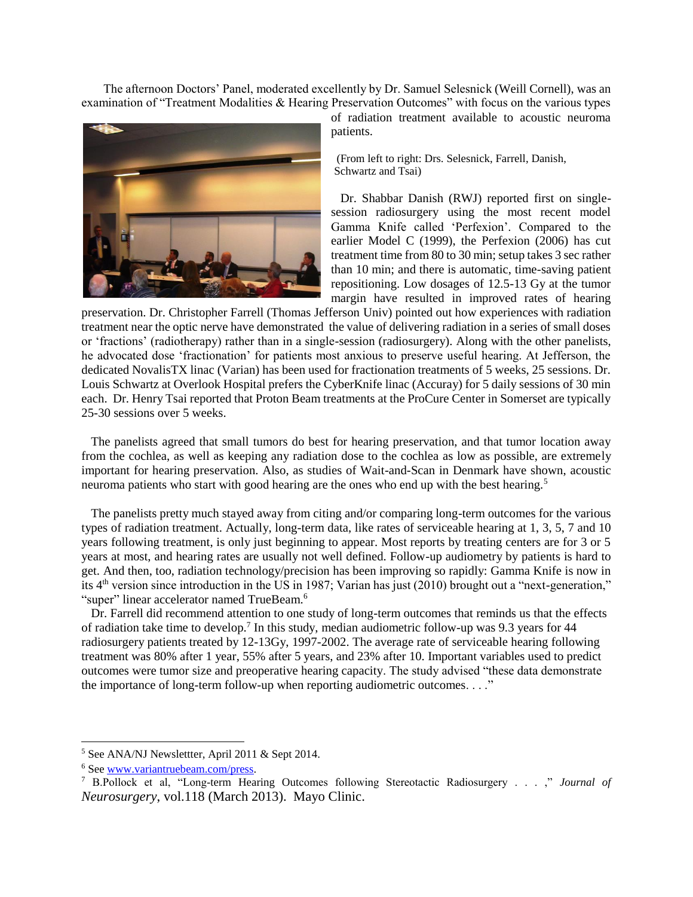The afternoon Doctors' Panel, moderated excellently by Dr. Samuel Selesnick (Weill Cornell), was an examination of "Treatment Modalities & Hearing Preservation Outcomes" with focus on the various types of radiation treatment available to acoustic neuroma patients.

(From left to right: Drs. Selesnick, Farrell, Danish, Schwartz and Tsai)

Dr. Shabbar Danish (RWJ) reported first on single-session radiosurgery using the most recent model Gamma Knife called 'Perfexion'. Compared to the earlier Model C (1999), the Perfexion (2006) has cut treatment time from 80 to 30 min; setup takes 3 sec rather than 10 min; and there is automatic, time-saving patient repositioning. Low dosages of 12.5-13 Gy at the tumor margin have resulted in improved rates of hearing preservation. Dr. Christopher Farrell (Thomas Jefferson Univ) pointed out how experiences with radiation treatment near the optic nerve have demonstrated the value of delivering radiation in a series of small doses or 'fractions' (radiotherapy) rather than in a single-session (radiosurgery). Along with the other panelists, he advocated dose 'fractionation' for patients most anxious to preserve useful hearing. At Jefferson, the dedicated NovalisTX linac (Varian) has been used for fractionation treatments of 5 weeks, 25 sessions. Dr. Louis Schwartz at Overlook Hospital prefers the CyberKnife linac (Accuray) for 5 daily sessions of 30 min each. Dr. Henry Tsai reported that Proton Beam treatments at the ProCure Center in Somerset are typically 25-30 sessions over 5 weeks.

The panelists agreed that small tumors do best for hearing preservation, and that tumor location away from the cochlea, as well as keeping any radiation dose to the cochlea as low as possible, are extremely important for hearing preservation. Also, as studies of Wait-and-Scan in Denmark have shown, acoustic neuroma patients who start with good hearing are the ones who end up with the best hearing.[5]

The panelists pretty much stayed away from citing and/or comparing long-term outcomes for the various types of radiation treatment. Actually, long-term data, like rates of serviceable hearing at 1, 3, 5, 7 and 10 years following treatment, is only just beginning to appear. Most reports by treating centers are for 3 or 5 years at most, and hearing rates are usually not well defined. Follow-up audiometry by patients is hard to get. And then, too, radiation technology/precision has been improving so rapidly: Gamma Knife is now in its 4th version since introduction in the US in 1987; Varian has just (2010) brought out a "next-generation," "super" linear accelerator named TrueBeam.[6]

Dr. Farrell did recommend attention to one study of long-term outcomes that reminds us that the effects of radiation take time to develop.[7] In this study, median audiometric follow-up was 9.3 years for 44 radiosurgery patients treated by 12-13Gy, 1997-2002. The average rate of serviceable hearing following treatment was 80% after 1 year, 55% after 5 years, and 23% after 10. Important variables used to predict outcomes were tumor size and preoperative hearing capacity. The study advised "these data demonstrate the importance of long-term follow-up when reporting audiometric outcomes. . . ."

---

[5] See ANA/NJ Newslettter, April 2011 & Sept 2014.

[6] See www.variantruebeam.com/press.

[7] B.Pollock et al, "Long-term Hearing Outcomes following Stereotactic Radiosurgery . . . ," *Journal of Neurosurgery*, vol.118 (March 2013). Mayo Clinic.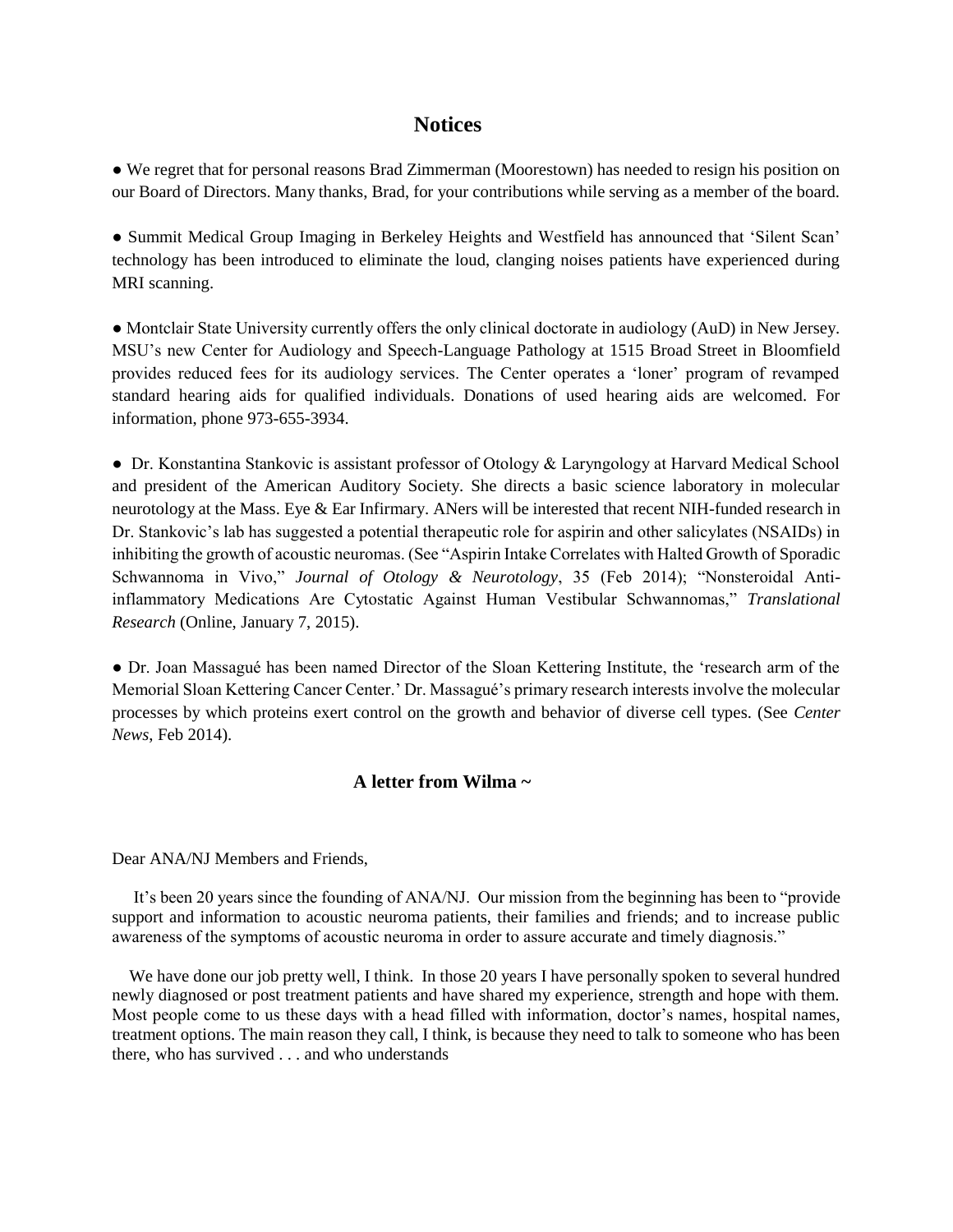## Notices

● We regret that for personal reasons Brad Zimmerman (Moorestown) has needed to resign his position on our Board of Directors. Many thanks, Brad, for your contributions while serving as a member of the board.

● Summit Medical Group Imaging in Berkeley Heights and Westfield has announced that 'Silent Scan' technology has been introduced to eliminate the loud, clanging noises patients have experienced during MRI scanning.

● Montclair State University currently offers the only clinical doctorate in audiology (AuD) in New Jersey. MSU's new Center for Audiology and Speech-Language Pathology at 1515 Broad Street in Bloomfield provides reduced fees for its audiology services. The Center operates a 'loner' program of revamped standard hearing aids for qualified individuals. Donations of used hearing aids are welcomed. For information, phone 973-655-3934.

● Dr. Konstantina Stankovic is assistant professor of Otology & Laryngology at Harvard Medical School and president of the American Auditory Society. She directs a basic science laboratory in molecular neurotology at the Mass. Eye & Ear Infirmary. ANers will be interested that recent NIH-funded research in Dr. Stankovic's lab has suggested a potential therapeutic role for aspirin and other salicylates (NSAIDs) in inhibiting the growth of acoustic neuromas. (See "Aspirin Intake Correlates with Halted Growth of Sporadic Schwannoma in Vivo," *Journal of Otology & Neurotology*, 35 (Feb 2014); "Nonsteroidal Anti-inflammatory Medications Are Cytostatic Against Human Vestibular Schwannomas," *Translational Research* (Online, January 7, 2015).

● Dr. Joan Massagué has been named Director of the Sloan Kettering Institute, the 'research arm of the Memorial Sloan Kettering Cancer Center.' Dr. Massagué's primary research interests involve the molecular processes by which proteins exert control on the growth and behavior of diverse cell types. (See *Center News*, Feb 2014).

### A letter from Wilma ~

Dear ANA/NJ Members and Friends,

It's been 20 years since the founding of ANA/NJ. Our mission from the beginning has been to "provide support and information to acoustic neuroma patients, their families and friends; and to increase public awareness of the symptoms of acoustic neuroma in order to assure accurate and timely diagnosis."

We have done our job pretty well, I think. In those 20 years I have personally spoken to several hundred newly diagnosed or post treatment patients and have shared my experience, strength and hope with them. Most people come to us these days with a head filled with information, doctor's names, hospital names, treatment options. The main reason they call, I think, is because they need to talk to someone who has been there, who has survived . . . and who understands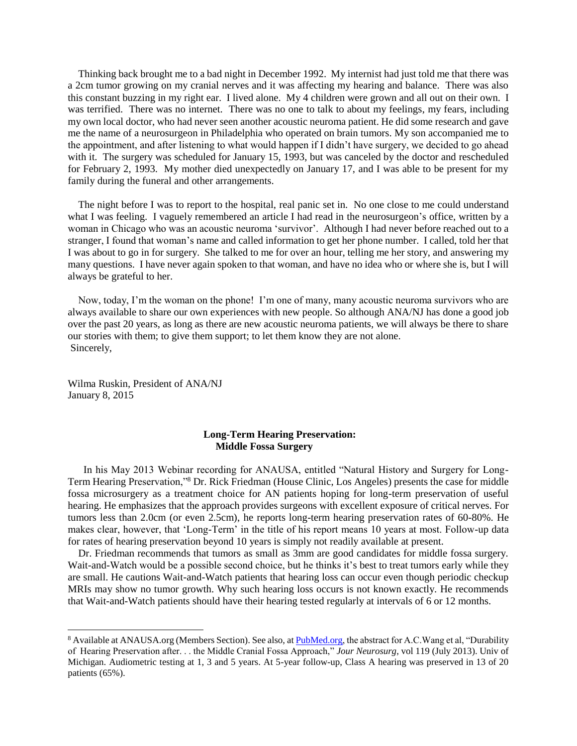Thinking back brought me to a bad night in December 1992. My internist had just told me that there was a 2cm tumor growing on my cranial nerves and it was affecting my hearing and balance. There was also this constant buzzing in my right ear. I lived alone. My 4 children were grown and all out on their own. I was terrified. There was no internet. There was no one to talk to about my feelings, my fears, including my own local doctor, who had never seen another acoustic neuroma patient. He did some research and gave me the name of a neurosurgeon in Philadelphia who operated on brain tumors. My son accompanied me to the appointment, and after listening to what would happen if I didn't have surgery, we decided to go ahead with it. The surgery was scheduled for January 15, 1993, but was canceled by the doctor and rescheduled for February 2, 1993. My mother died unexpectedly on January 17, and I was able to be present for my family during the funeral and other arrangements.

The night before I was to report to the hospital, real panic set in. No one close to me could understand what I was feeling. I vaguely remembered an article I had read in the neurosurgeon's office, written by a woman in Chicago who was an acoustic neuroma 'survivor'. Although I had never before reached out to a stranger, I found that woman's name and called information to get her phone number. I called, told her that I was about to go in for surgery. She talked to me for over an hour, telling me her story, and answering my many questions. I have never again spoken to that woman, and have no idea who or where she is, but I will always be grateful to her.

Now, today, I'm the woman on the phone! I'm one of many, many acoustic neuroma survivors who are always available to share our own experiences with new people. So although ANA/NJ has done a good job over the past 20 years, as long as there are new acoustic neuroma patients, we will always be there to share our stories with them; to give them support; to let them know they are not alone.

Sincerely,

Wilma Ruskin, President of ANA/NJ
January 8, 2015

### Long-Term Hearing Preservation: Middle Fossa Surgery

In his May 2013 Webinar recording for ANAUSA, entitled "Natural History and Surgery for Long-Term Hearing Preservation,"[8] Dr. Rick Friedman (House Clinic, Los Angeles) presents the case for middle fossa microsurgery as a treatment choice for AN patients hoping for long-term preservation of useful hearing. He emphasizes that the approach provides surgeons with excellent exposure of critical nerves. For tumors less than 2.0cm (or even 2.5cm), he reports long-term hearing preservation rates of 60-80%. He makes clear, however, that 'Long-Term' in the title of his report means 10 years at most. Follow-up data for rates of hearing preservation beyond 10 years is simply not readily available at present.

Dr. Friedman recommends that tumors as small as 3mm are good candidates for middle fossa surgery. Wait-and-Watch would be a possible second choice, but he thinks it's best to treat tumors early while they are small. He cautions Wait-and-Watch patients that hearing loss can occur even though periodic checkup MRIs may show no tumor growth. Why such hearing loss occurs is not known exactly. He recommends that Wait-and-Watch patients should have their hearing tested regularly at intervals of 6 or 12 months.

---

[8] Available at ANAUSA.org (Members Section). See also, at PubMed.org, the abstract for A.C.Wang et al, "Durability of Hearing Preservation after. . . the Middle Cranial Fossa Approach," *Jour Neurosurg*, vol 119 (July 2013). Univ of Michigan. Audiometric testing at 1, 3 and 5 years. At 5-year follow-up, Class A hearing was preserved in 13 of 20 patients (65%).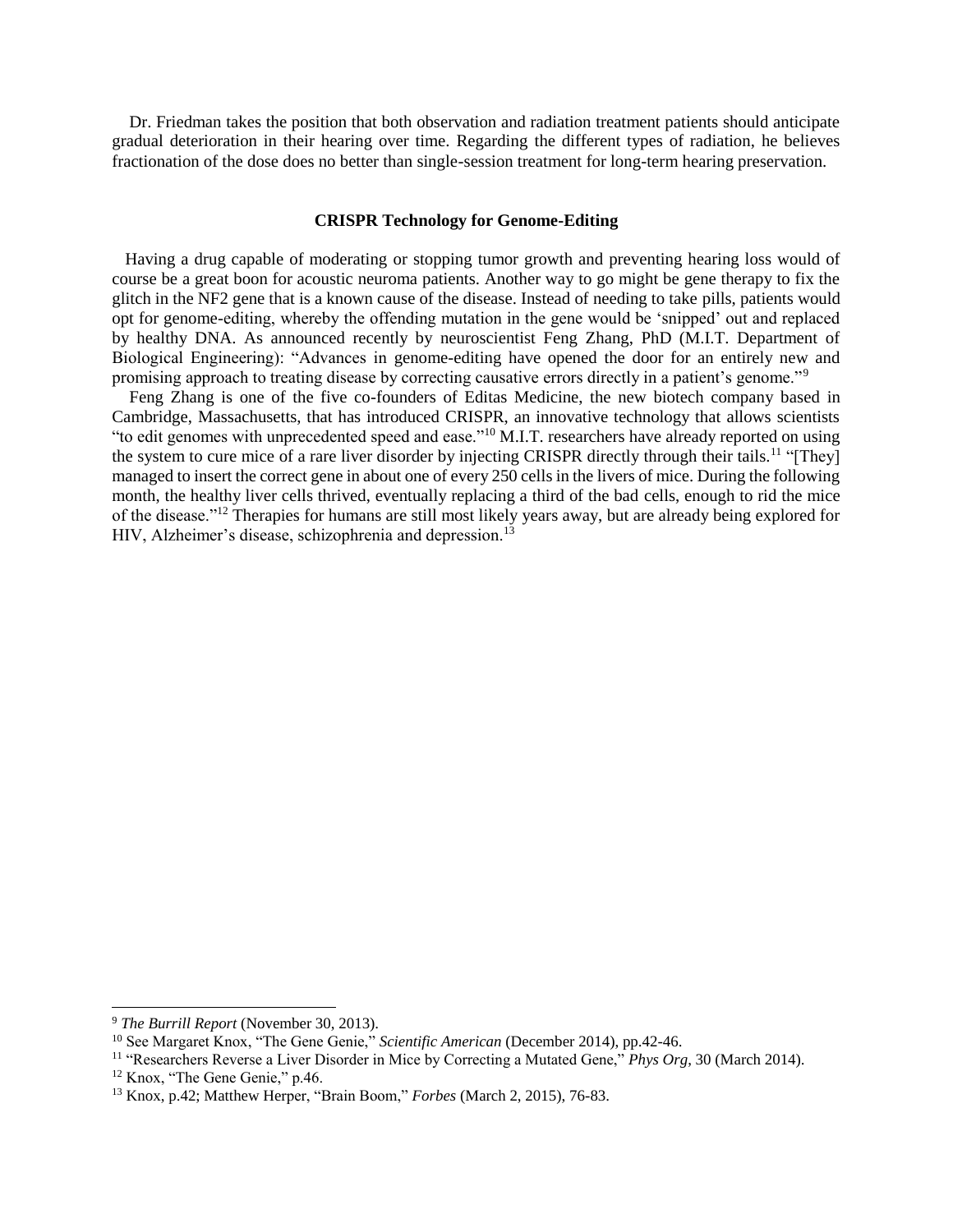Dr. Friedman takes the position that both observation and radiation treatment patients should anticipate gradual deterioration in their hearing over time. Regarding the different types of radiation, he believes fractionation of the dose does no better than single-session treatment for long-term hearing preservation.

### CRISPR Technology for Genome-Editing

Having a drug capable of moderating or stopping tumor growth and preventing hearing loss would of course be a great boon for acoustic neuroma patients. Another way to go might be gene therapy to fix the glitch in the NF2 gene that is a known cause of the disease. Instead of needing to take pills, patients would opt for genome-editing, whereby the offending mutation in the gene would be 'snipped' out and replaced by healthy DNA. As announced recently by neuroscientist Feng Zhang, PhD (M.I.T. Department of Biological Engineering): "Advances in genome-editing have opened the door for an entirely new and promising approach to treating disease by correcting causative errors directly in a patient's genome."[9]

Feng Zhang is one of the five co-founders of Editas Medicine, the new biotech company based in Cambridge, Massachusetts, that has introduced CRISPR, an innovative technology that allows scientists "to edit genomes with unprecedented speed and ease."[10] M.I.T. researchers have already reported on using the system to cure mice of a rare liver disorder by injecting CRISPR directly through their tails.[11] "[They] managed to insert the correct gene in about one of every 250 cells in the livers of mice. During the following month, the healthy liver cells thrived, eventually replacing a third of the bad cells, enough to rid the mice of the disease."[12] Therapies for humans are still most likely years away, but are already being explored for HIV, Alzheimer's disease, schizophrenia and depression.[13]

---

[9] *The Burrill Report* (November 30, 2013).

[10] See Margaret Knox, "The Gene Genie," *Scientific American* (December 2014), pp.42-46.

[11] "Researchers Reverse a Liver Disorder in Mice by Correcting a Mutated Gene," *Phys Org*, 30 (March 2014).

[12] Knox, "The Gene Genie," p.46.

[13] Knox, p.42; Matthew Herper, "Brain Boom," *Forbes* (March 2, 2015), 76-83.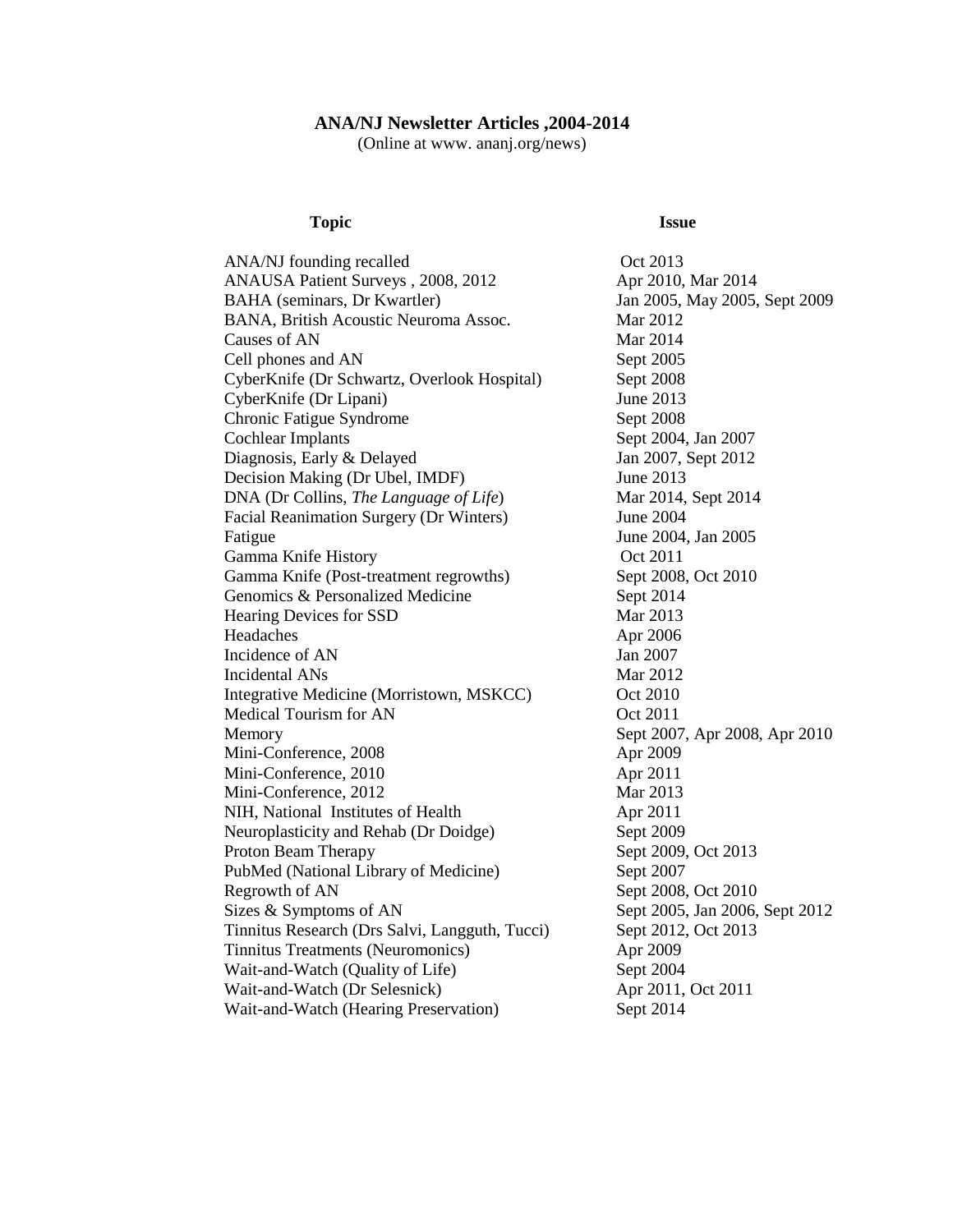**ANA/NJ Newsletter Articles ,2004-2014**

(Online at www. ananj.org/news)

| Topic | Issue |
|---|---|
| ANA/NJ founding recalled | Oct 2013 |
| ANAUSA Patient Surveys , 2008, 2012 | Apr 2010, Mar 2014 |
| BAHA (seminars, Dr Kwartler) | Jan 2005, May 2005, Sept 2009 |
| BANA, British Acoustic Neuroma Assoc. | Mar 2012 |
| Causes of AN | Mar 2014 |
| Cell phones and AN | Sept 2005 |
| CyberKnife (Dr Schwartz, Overlook Hospital) | Sept 2008 |
| CyberKnife (Dr Lipani) | June 2013 |
| Chronic Fatigue Syndrome | Sept 2008 |
| Cochlear Implants | Sept 2004, Jan 2007 |
| Diagnosis, Early & Delayed | Jan 2007, Sept 2012 |
| Decision Making (Dr Ubel, IMDF) | June 2013 |
| DNA (Dr Collins, *The Language of Life*) | Mar 2014, Sept 2014 |
| Facial Reanimation Surgery (Dr Winters) | June 2004 |
| Fatigue | June 2004, Jan 2005 |
| Gamma Knife History | Oct 2011 |
| Gamma Knife (Post-treatment regrowths) | Sept 2008, Oct 2010 |
| Genomics & Personalized Medicine | Sept 2014 |
| Hearing Devices for SSD | Mar 2013 |
| Headaches | Apr 2006 |
| Incidence of AN | Jan 2007 |
| Incidental ANs | Mar 2012 |
| Integrative Medicine (Morristown, MSKCC) | Oct 2010 |
| Medical Tourism for AN | Oct 2011 |
| Memory | Sept 2007, Apr 2008, Apr 2010 |
| Mini-Conference, 2008 | Apr 2009 |
| Mini-Conference, 2010 | Apr 2011 |
| Mini-Conference, 2012 | Mar 2013 |
| NIH, National Institutes of Health | Apr 2011 |
| Neuroplasticity and Rehab (Dr Doidge) | Sept 2009 |
| Proton Beam Therapy | Sept 2009, Oct 2013 |
| PubMed (National Library of Medicine) | Sept 2007 |
| Regrowth of AN | Sept 2008, Oct 2010 |
| Sizes & Symptoms of AN | Sept 2005, Jan 2006, Sept 2012 |
| Tinnitus Research (Drs Salvi, Langguth, Tucci) | Sept 2012, Oct 2013 |
| Tinnitus Treatments (Neuromonics) | Apr 2009 |
| Wait-and-Watch (Quality of Life) | Sept 2004 |
| Wait-and-Watch (Dr Selesnick) | Apr 2011, Oct 2011 |
| Wait-and-Watch (Hearing Preservation) | Sept 2014 |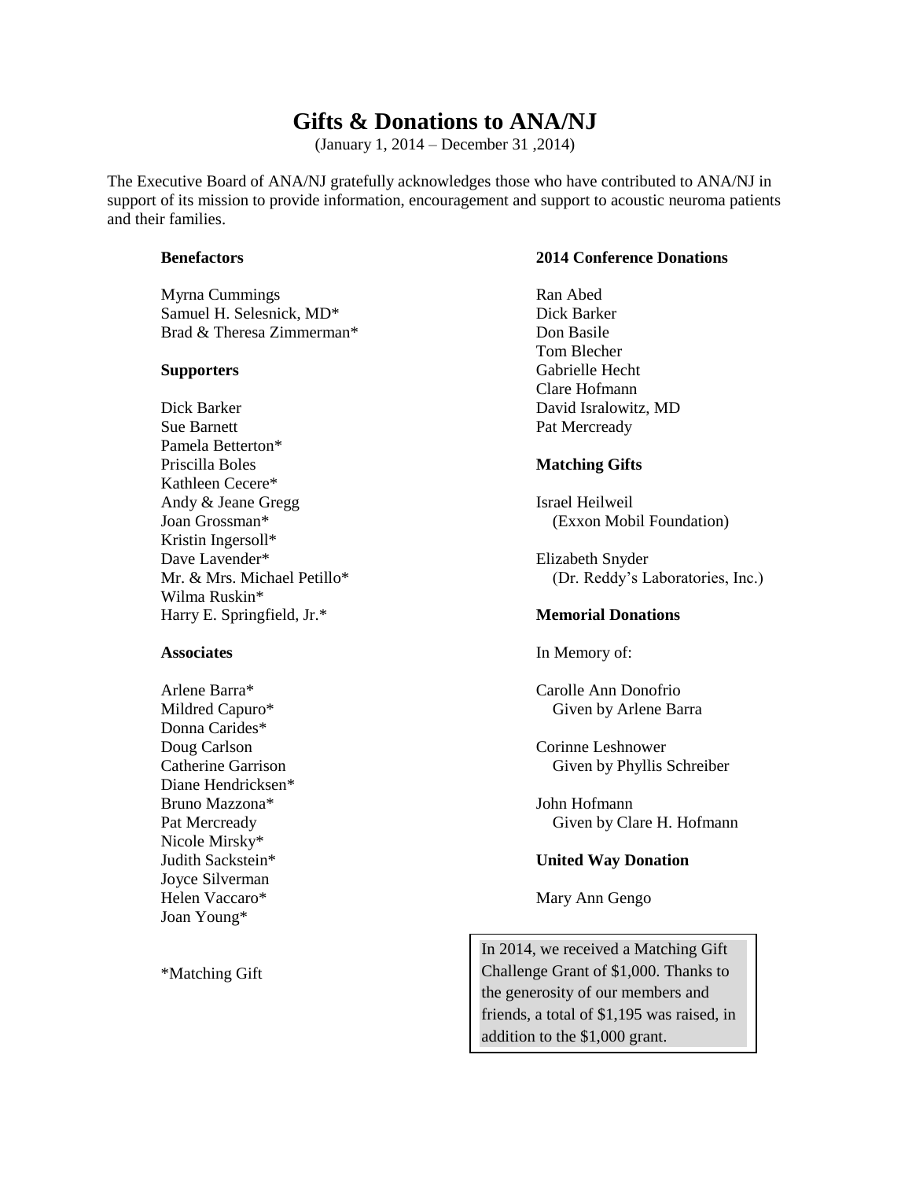# Gifts & Donations to ANA/NJ

(January 1, 2014 – December 31 ,2014)

The Executive Board of ANA/NJ gratefully acknowledges those who have contributed to ANA/NJ in support of its mission to provide information, encouragement and support to acoustic neuroma patients and their families.

**Benefactors**

Myrna Cummings
Samuel H. Selesnick, MD*
Brad & Theresa Zimmerman*

**Supporters**

Dick Barker
Sue Barnett
Pamela Betterton*
Priscilla Boles
Kathleen Cecere*
Andy & Jeane Gregg
Joan Grossman*
Kristin Ingersoll*
Dave Lavender*
Mr. & Mrs. Michael Petillo*
Wilma Ruskin*
Harry E. Springfield, Jr.*

**Associates**

Arlene Barra*
Mildred Capuro*
Donna Carides*
Doug Carlson
Catherine Garrison
Diane Hendricksen*
Bruno Mazzona*
Pat Mercready
Nicole Mirsky*
Judith Sackstein*
Joyce Silverman
Helen Vaccaro*
Joan Young*

*Matching Gift

**2014 Conference Donations**

Ran Abed
Dick Barker
Don Basile
Tom Blecher
Gabrielle Hecht
Clare Hofmann
David Isralowitz, MD
Pat Mercready

**Matching Gifts**

Israel Heilweil
(Exxon Mobil Foundation)

Elizabeth Snyder
(Dr. Reddy's Laboratories, Inc.)

**Memorial Donations**

In Memory of:

Carolle Ann Donofrio
Given by Arlene Barra

Corinne Leshnower
Given by Phyllis Schreiber

John Hofmann
Given by Clare H. Hofmann

**United Way Donation**

Mary Ann Gengo

In 2014, we received a Matching Gift Challenge Grant of $1,000. Thanks to the generosity of our members and friends, a total of $1,195 was raised, in addition to the $1,000 grant.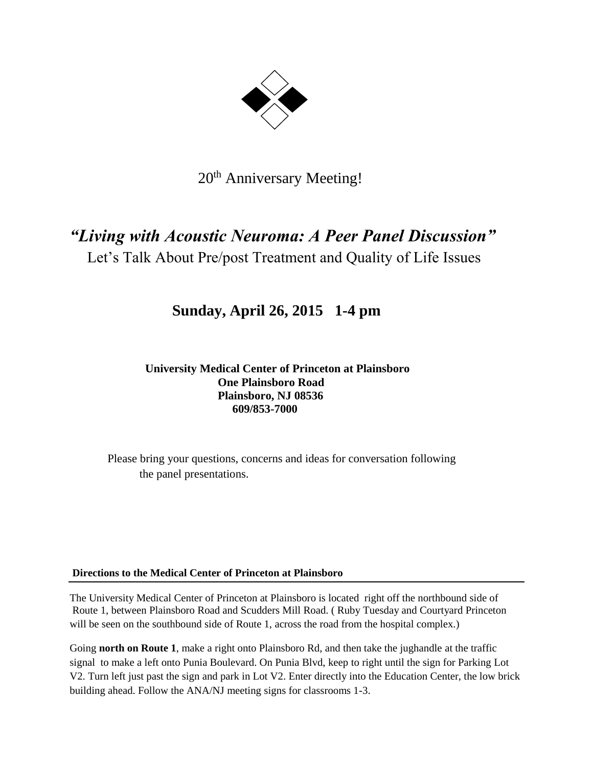20th Anniversary Meeting!

# *"Living with Acoustic Neuroma: A Peer Panel Discussion"*

Let's Talk About Pre/post Treatment and Quality of Life Issues

## **Sunday, April 26, 2015 1-4 pm**

**University Medical Center of Princeton at Plainsboro**
**One Plainsboro Road**
**Plainsboro, NJ 08536**
**609/853-7000**

Please bring your questions, concerns and ideas for conversation following the panel presentations.

**Directions to the Medical Center of Princeton at Plainsboro**

---

The University Medical Center of Princeton at Plainsboro is located right off the northbound side of Route 1, between Plainsboro Road and Scudders Mill Road. ( Ruby Tuesday and Courtyard Princeton will be seen on the southbound side of Route 1, across the road from the hospital complex.)

Going **north on Route 1**, make a right onto Plainsboro Rd, and then take the jughandle at the traffic signal to make a left onto Punia Boulevard. On Punia Blvd, keep to right until the sign for Parking Lot V2. Turn left just past the sign and park in Lot V2. Enter directly into the Education Center, the low brick building ahead. Follow the ANA/NJ meeting signs for classrooms 1-3.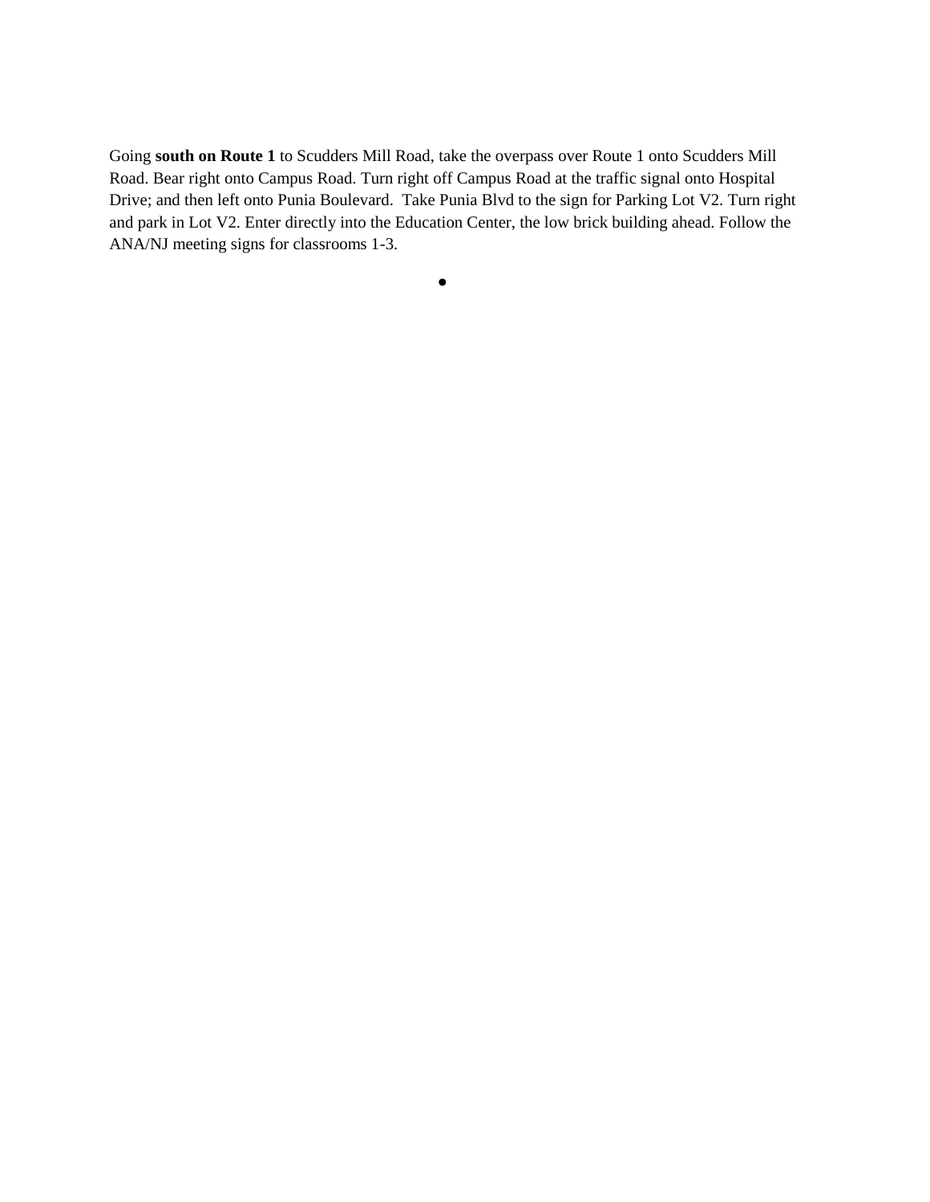Going **south on Route 1** to Scudders Mill Road, take the overpass over Route 1 onto Scudders Mill Road. Bear right onto Campus Road. Turn right off Campus Road at the traffic signal onto Hospital Drive; and then left onto Punia Boulevard. Take Punia Blvd to the sign for Parking Lot V2. Turn right and park in Lot V2. Enter directly into the Education Center, the low brick building ahead. Follow the ANA/NJ meeting signs for classrooms 1-3.

•